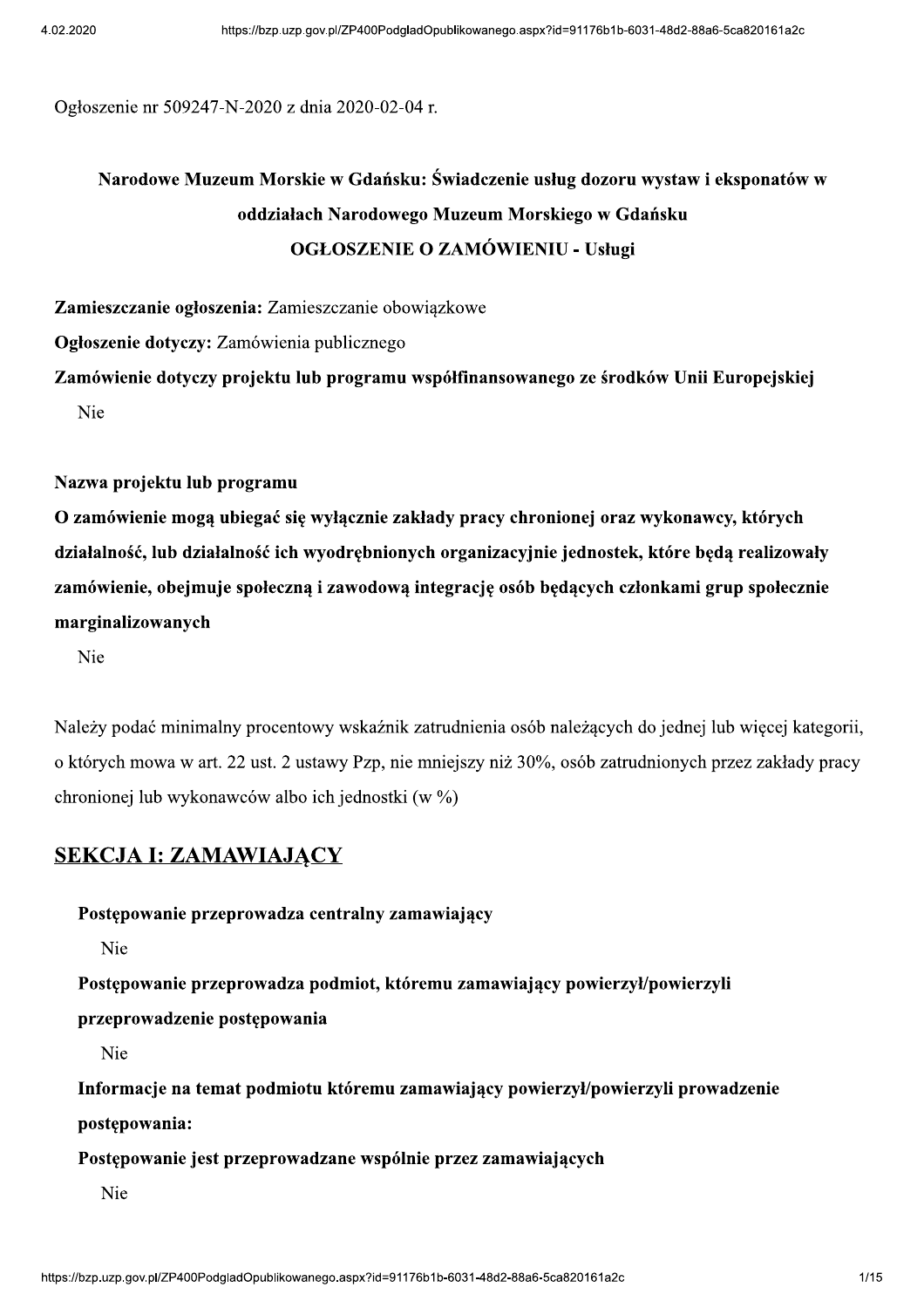Ogłoszenie nr 509247-N-2020 z dnia 2020-02-04 r.

# Narodowe Muzeum Morskie w Gdańsku: Świadczenie usług dozoru wystaw i eksponatów w oddziałach Narodowego Muzeum Morskiego w Gdańsku

## OGŁOSZENIE O ZAMÓWIENIU - Usługi

**Zamieszczanie ogłoszenia:** Zamieszczanie obowiązkowe

**Ogłoszenie dotyczy:** Zamówienia publicznego

**Zamówienie dotyczy projektu lub programu współfinansowanego ze środków Unii Europejskiej**

Nie

**Nazwa projektu lub programu**

**O zamówienie mogą ubiegać się wyłącznie zakłady pracy chronionej oraz wykonawcy, których działalność, lub działalność ich wyodrębnionych organizacyjnie jednostek, które będą realizowały zamówienie, obejmuje społeczną i zawodową integrację osób będących członkami grup społecznie marginalizowanych**

Nie

Należy podać minimalny procentowy wskaźnik zatrudnienia osób należących do jednej lub więcej kategorii, o których mowa w art. 22 ust. 2 ustawy Pzp, nie mniejszy niż 30%, osób zatrudnionych przez zakłady pracy chronionej lub wykonawców albo ich jednostki (w %)

## SEKCJA I: ZAMAWIAJĄCY

**Postępowanie przeprowadza centralny zamawiający**

Nie

**Postępowanie przeprowadza podmiot, któremu zamawiający powierzył/powierzyli przeprowadzenie postępowania**

Nie

**Informacje na temat podmiotu któremu zamawiający powierzył/powierzyli prowadzenie postępowania:**

**Postępowanie jest przeprowadzane wspólnie przez zamawiających**

Nie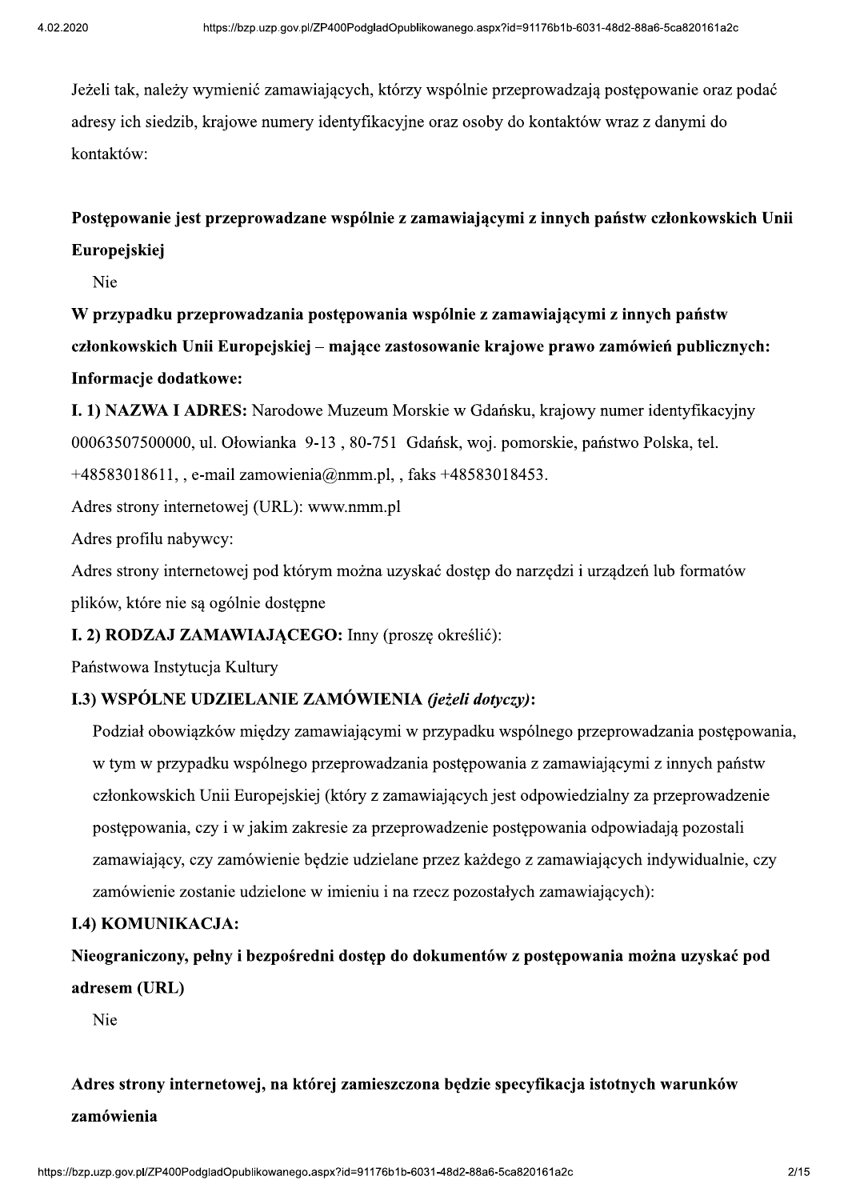Jeżeli tak, należy wymienić zamawiających, którzy wspólnie przeprowadzają postępowanie oraz podać adresy ich siedzib, krajowe numery identyfikacyjne oraz osoby do kontaktów wraz z danymi do kontaktów:

**Postępowanie jest przeprowadzane wspólnie z zamawiającymi z innych państw członkowskich Unii Europejskiej**

Nie

**W przypadku przeprowadzania postępowania wspólnie z zamawiającymi z innych państw członkowskich Unii Europejskiej – mające zastosowanie krajowe prawo zamówień publicznych:**

**Informacje dodatkowe:**

**I. 1) NAZWA I ADRES:** Narodowe Muzeum Morskie w Gdańsku, krajowy numer identyfikacyjny 00063507500000, ul. Ołowianka 9-13 , 80-751 Gdańsk, woj. pomorskie, państwo Polska, tel. +48583018611, , e-mail zamowienia@nmm.pl, , faks +48583018453.

Adres strony internetowej (URL): www.nmm.pl

Adres profilu nabywcy:

Adres strony internetowej pod którym można uzyskać dostęp do narzędzi i urządzeń lub formatów plików, które nie są ogólnie dostępne

**I. 2) RODZAJ ZAMAWIAJĄCEGO:** Inny (proszę określić):

Państwowa Instytucja Kultury

**I.3) WSPÓLNE UDZIELANIE ZAMÓWIENIA** ***(jeżeli dotyczy)*****:**

Podział obowiązków między zamawiającymi w przypadku wspólnego przeprowadzania postępowania, w tym w przypadku wspólnego przeprowadzania postępowania z zamawiającymi z innych państw członkowskich Unii Europejskiej (który z zamawiających jest odpowiedzialny za przeprowadzenie postępowania, czy i w jakim zakresie za przeprowadzenie postępowania odpowiadają pozostali zamawiający, czy zamówienie będzie udzielane przez każdego z zamawiających indywidualnie, czy zamówienie zostanie udzielone w imieniu i na rzecz pozostałych zamawiających):

**I.4) KOMUNIKACJA:**

**Nieograniczony, pełny i bezpośredni dostęp do dokumentów z postępowania można uzyskać pod adresem (URL)**

Nie

**Adres strony internetowej, na której zamieszczona będzie specyfikacja istotnych warunków zamówienia**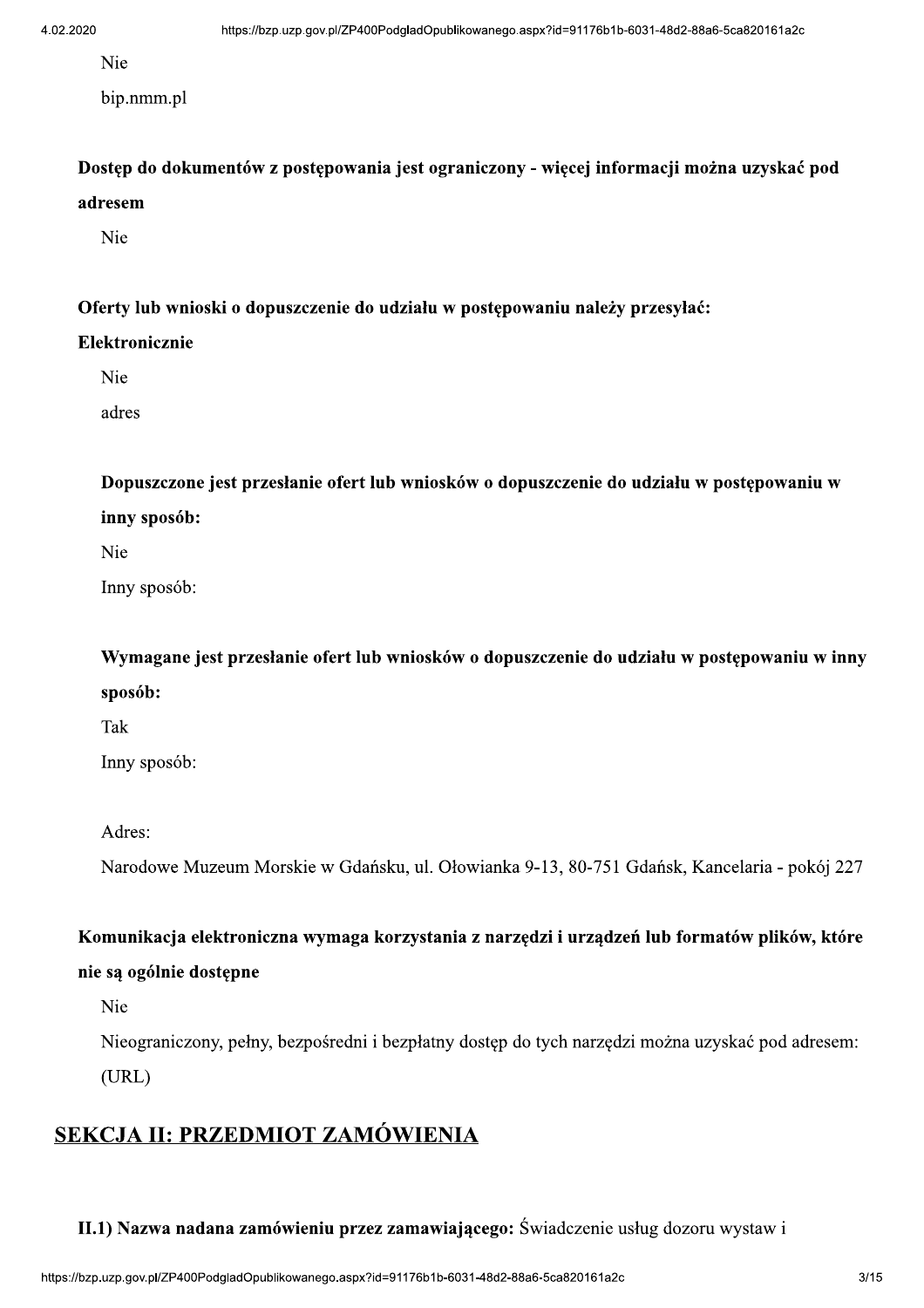Nie

bip.nmm.pl

**Dostęp do dokumentów z postępowania jest ograniczony - więcej informacji można uzyskać pod adresem**

Nie

**Oferty lub wnioski o dopuszczenie do udziału w postępowaniu należy przesyłać:**

**Elektronicznie**

Nie

adres

**Dopuszczone jest przesłanie ofert lub wniosków o dopuszczenie do udziału w postępowaniu w inny sposób:**

Nie

Inny sposób:

**Wymagane jest przesłanie ofert lub wniosków o dopuszczenie do udziału w postępowaniu w inny sposób:**

Tak

Inny sposób:

Adres:

Narodowe Muzeum Morskie w Gdańsku, ul. Ołowianka 9-13, 80-751 Gdańsk, Kancelaria - pokój 227

**Komunikacja elektroniczna wymaga korzystania z narzędzi i urządzeń lub formatów plików, które nie są ogólnie dostępne**

Nie

Nieograniczony, pełny, bezpośredni i bezpłatny dostęp do tych narzędzi można uzyskać pod adresem: (URL)

## SEKCJA II: PRZEDMIOT ZAMÓWIENIA

**II.1) Nazwa nadana zamówieniu przez zamawiającego:** Świadczenie usług dozoru wystaw i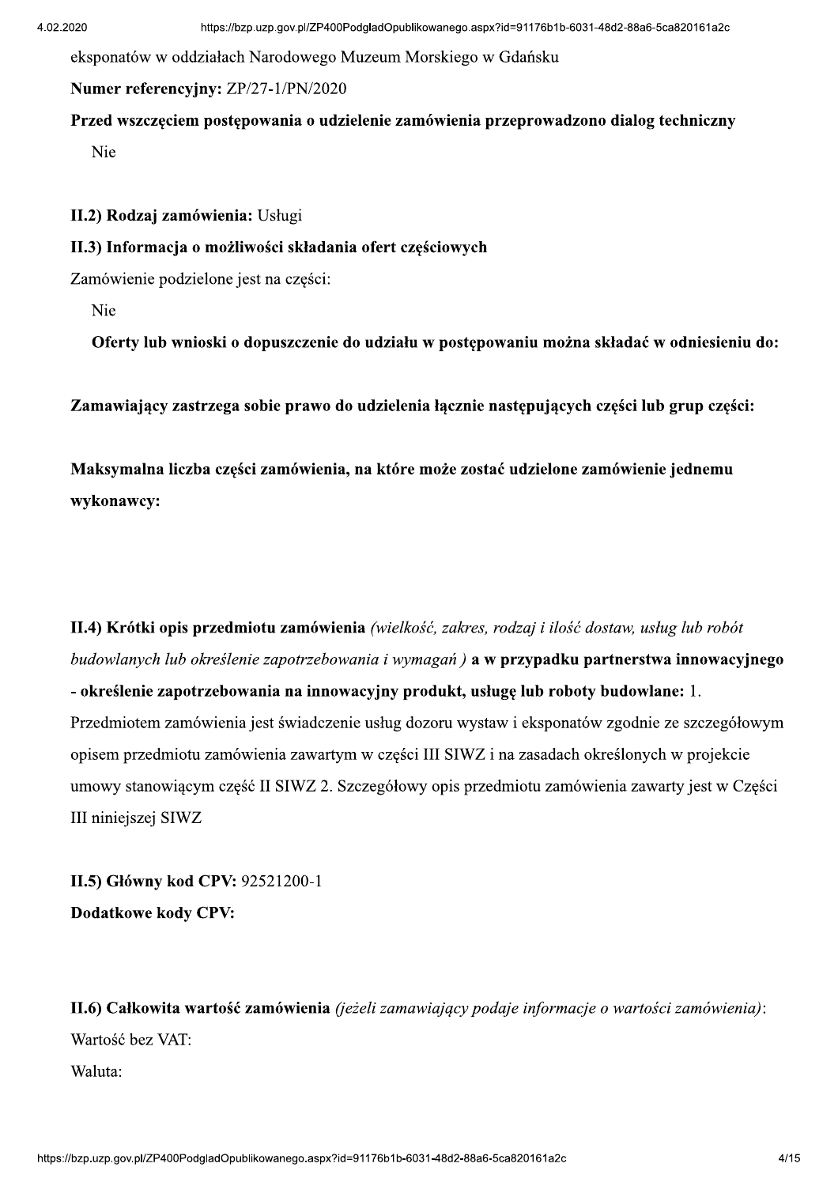eksponatów w oddziałach Narodowego Muzeum Morskiego w Gdańsku

**Numer referencyjny:** ZP/27-1/PN/2020

**Przed wszczęciem postępowania o udzielenie zamówienia przeprowadzono dialog techniczny**

Nie

**II.2) Rodzaj zamówienia:** Usługi

**II.3) Informacja o możliwości składania ofert częściowych**

Zamówienie podzielone jest na części:

Nie

**Oferty lub wnioski o dopuszczenie do udziału w postępowaniu można składać w odniesieniu do:**

**Zamawiający zastrzega sobie prawo do udzielenia łącznie następujących części lub grup części:**

**Maksymalna liczba części zamówienia, na które może zostać udzielone zamówienie jednemu wykonawcy:**

**II.4) Krótki opis przedmiotu zamówienia** *(wielkość, zakres, rodzaj i ilość dostaw, usług lub robót budowlanych lub określenie zapotrzebowania i wymagań )* **a w przypadku partnerstwa innowacyjnego - określenie zapotrzebowania na innowacyjny produkt, usługę lub roboty budowlane:** 1. Przedmiotem zamówienia jest świadczenie usług dozoru wystaw i eksponatów zgodnie ze szczegółowym opisem przedmiotu zamówienia zawartym w części III SIWZ i na zasadach określonych w projekcie umowy stanowiącym część II SIWZ 2. Szczegółowy opis przedmiotu zamówienia zawarty jest w Części III niniejszej SIWZ

**II.5) Główny kod CPV:** 92521200-1

**Dodatkowe kody CPV:**

**II.6) Całkowita wartość zamówienia** *(jeżeli zamawiający podaje informacje o wartości zamówienia)*:

Wartość bez VAT:

Waluta: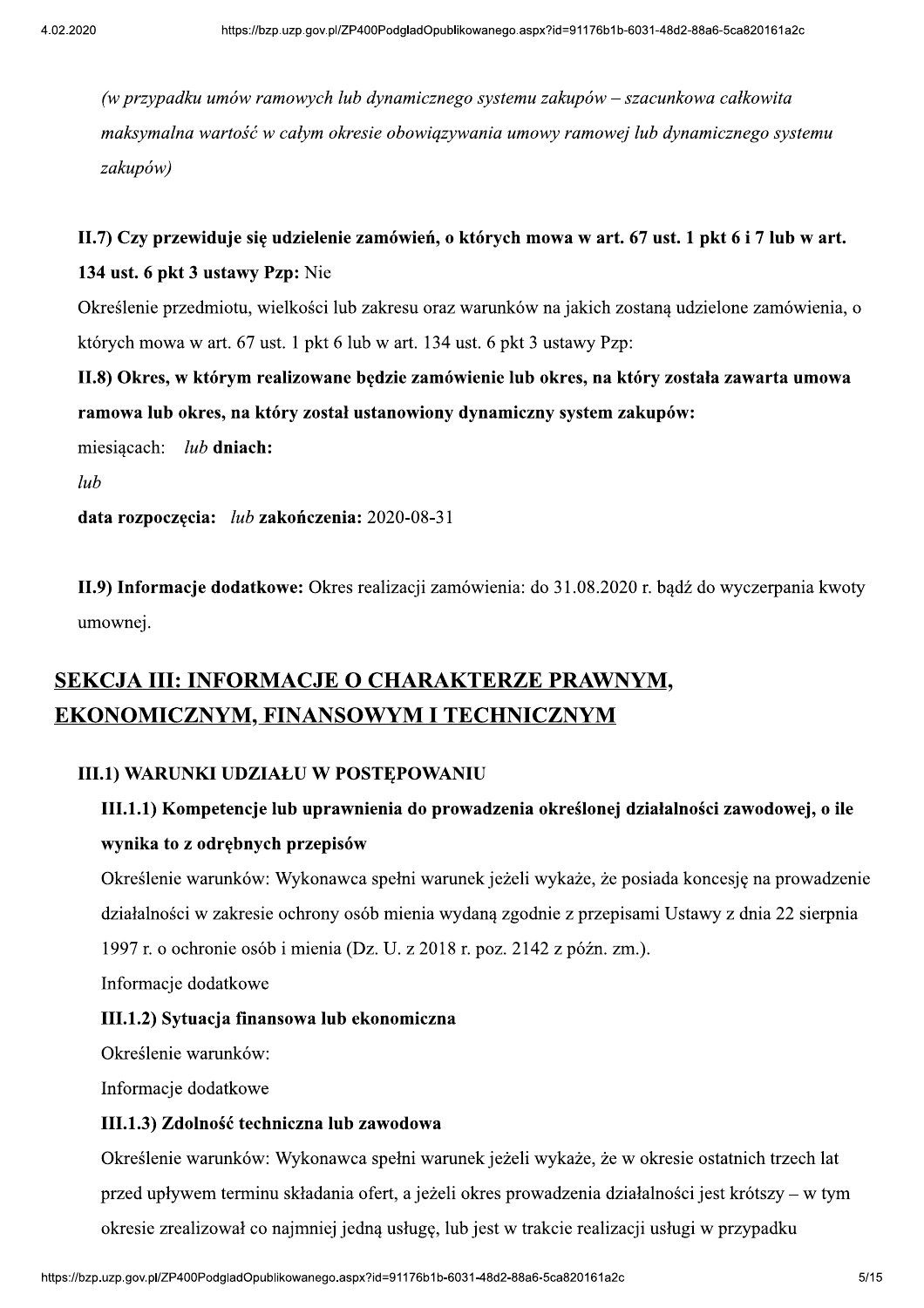*(w przypadku umów ramowych lub dynamicznego systemu zakupów – szacunkowa całkowita maksymalna wartość w całym okresie obowiązywania umowy ramowej lub dynamicznego systemu zakupów)*

**II.7) Czy przewiduje się udzielenie zamówień, o których mowa w art. 67 ust. 1 pkt 6 i 7 lub w art. 134 ust. 6 pkt 3 ustawy Pzp:** Nie

Określenie przedmiotu, wielkości lub zakresu oraz warunków na jakich zostaną udzielone zamówienia, o których mowa w art. 67 ust. 1 pkt 6 lub w art. 134 ust. 6 pkt 3 ustawy Pzp:

**II.8) Okres, w którym realizowane będzie zamówienie lub okres, na który została zawarta umowa ramowa lub okres, na który został ustanowiony dynamiczny system zakupów:**

miesiącach: *lub* **dniach:**

*lub*

**data rozpoczęcia:** *lub* **zakończenia:** 2020-08-31

**II.9) Informacje dodatkowe:** Okres realizacji zamówienia: do 31.08.2020 r. bądź do wyczerpania kwoty umownej.

## SEKCJA III: INFORMACJE O CHARAKTERZE PRAWNYM, EKONOMICZNYM, FINANSOWYM I TECHNICZNYM

### III.1) WARUNKI UDZIAŁU W POSTĘPOWANIU

#### III.1.1) Kompetencje lub uprawnienia do prowadzenia określonej działalności zawodowej, o ile wynika to z odrębnych przepisów

Określenie warunków: Wykonawca spełni warunek jeżeli wykaże, że posiada koncesję na prowadzenie działalności w zakresie ochrony osób mienia wydaną zgodnie z przepisami Ustawy z dnia 22 sierpnia 1997 r. o ochronie osób i mienia (Dz. U. z 2018 r. poz. 2142 z późn. zm.).

Informacje dodatkowe

#### III.1.2) Sytuacja finansowa lub ekonomiczna

Określenie warunków:

Informacje dodatkowe

#### III.1.3) Zdolność techniczna lub zawodowa

Określenie warunków: Wykonawca spełni warunek jeżeli wykaże, że w okresie ostatnich trzech lat przed upływem terminu składania ofert, a jeżeli okres prowadzenia działalności jest krótszy – w tym okresie zrealizował co najmniej jedną usługę, lub jest w trakcie realizacji usługi w przypadku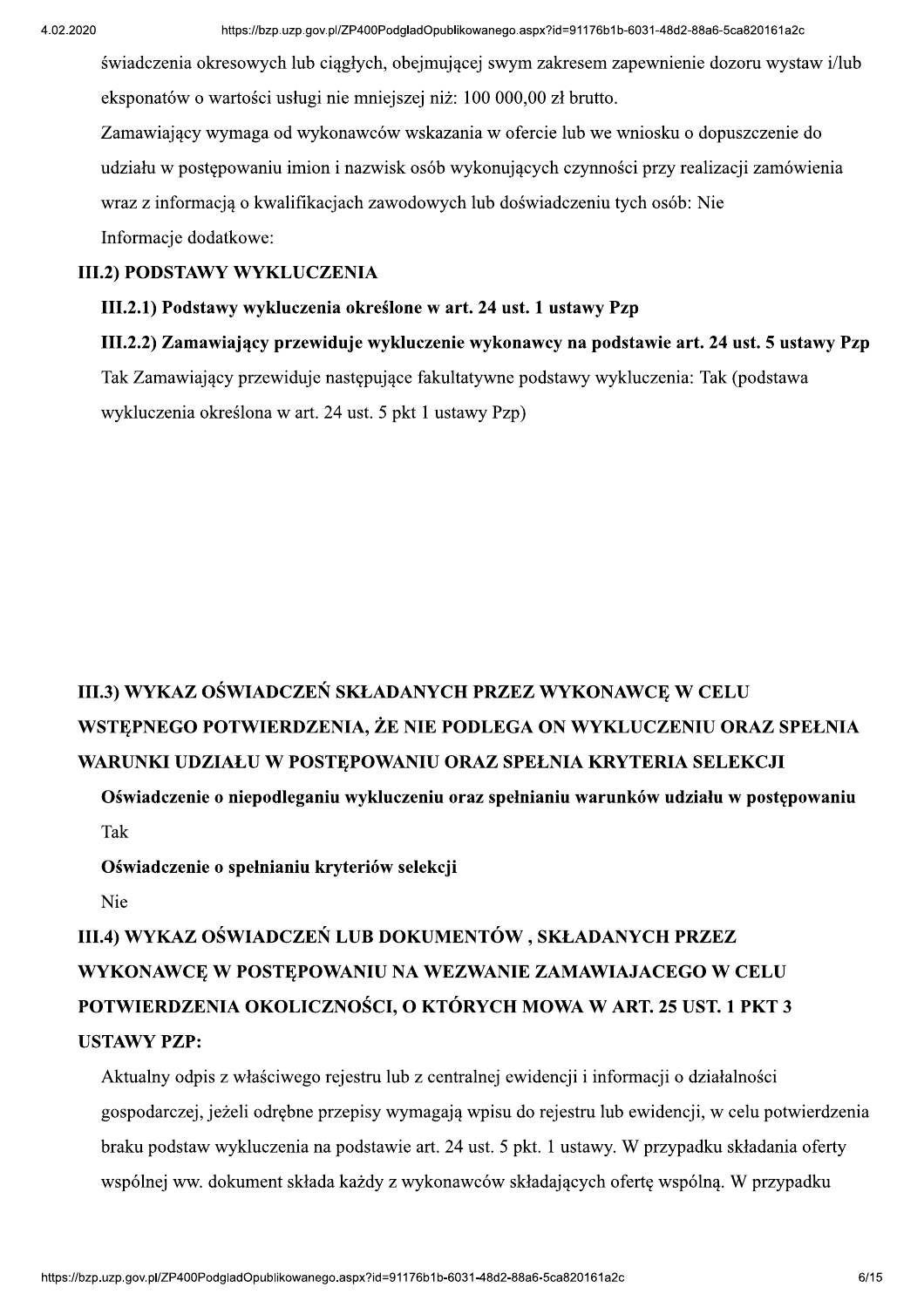świadczenia okresowych lub ciągłych, obejmującej swym zakresem zapewnienie dozoru wystaw i/lub eksponatów o wartości usługi nie mniejszej niż: 100 000,00 zł brutto.

Zamawiający wymaga od wykonawców wskazania w ofercie lub we wniosku o dopuszczenie do udziału w postępowaniu imion i nazwisk osób wykonujących czynności przy realizacji zamówienia wraz z informacją o kwalifikacjach zawodowych lub doświadczeniu tych osób: Nie

Informacje dodatkowe:

**III.2) PODSTAWY WYKLUCZENIA**

**III.2.1) Podstawy wykluczenia określone w art. 24 ust. 1 ustawy Pzp**

**III.2.2) Zamawiający przewiduje wykluczenie wykonawcy na podstawie art. 24 ust. 5 ustawy Pzp**

Tak Zamawiający przewiduje następujące fakultatywne podstawy wykluczenia: Tak (podstawa wykluczenia określona w art. 24 ust. 5 pkt 1 ustawy Pzp)

**III.3) WYKAZ OŚWIADCZEŃ SKŁADANYCH PRZEZ WYKONAWCĘ W CELU WSTĘPNEGO POTWIERDZENIA, ŻE NIE PODLEGA ON WYKLUCZENIU ORAZ SPEŁNIA WARUNKI UDZIAŁU W POSTĘPOWANIU ORAZ SPEŁNIA KRYTERIA SELEKCJI**

**Oświadczenie o niepodleganiu wykluczeniu oraz spełnianiu warunków udziału w postępowaniu**

Tak

**Oświadczenie o spełnianiu kryteriów selekcji**

Nie

**III.4) WYKAZ OŚWIADCZEŃ LUB DOKUMENTÓW , SKŁADANYCH PRZEZ WYKONAWCĘ W POSTĘPOWANIU NA WEZWANIE ZAMAWIAJACEGO W CELU POTWIERDZENIA OKOLICZNOŚCI, O KTÓRYCH MOWA W ART. 25 UST. 1 PKT 3 USTAWY PZP:**

Aktualny odpis z właściwego rejestru lub z centralnej ewidencji i informacji o działalności gospodarczej, jeżeli odrębne przepisy wymagają wpisu do rejestru lub ewidencji, w celu potwierdzenia braku podstaw wykluczenia na podstawie art. 24 ust. 5 pkt. 1 ustawy. W przypadku składania oferty wspólnej ww. dokument składa każdy z wykonawców składających ofertę wspólną. W przypadku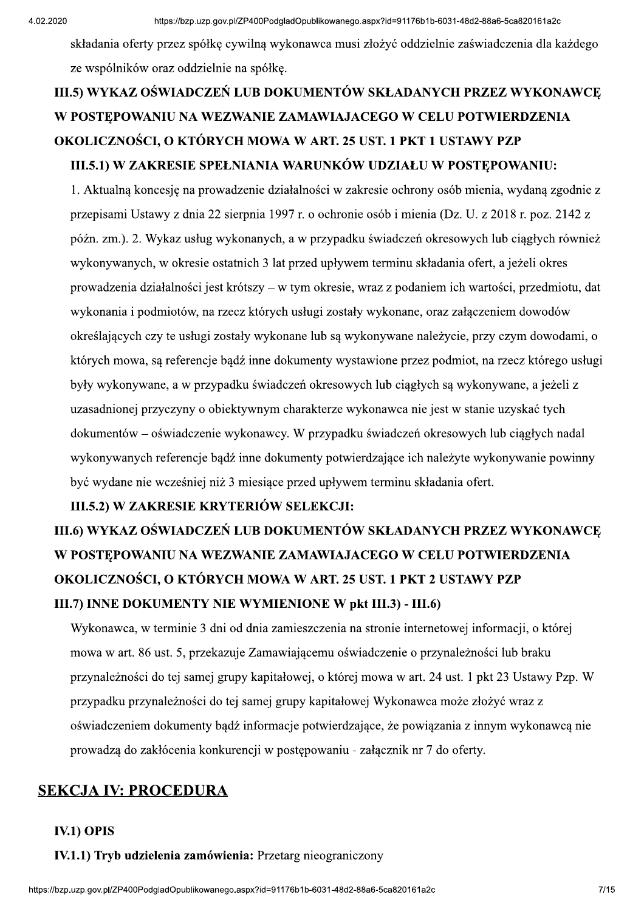składania oferty przez spółkę cywilną wykonawca musi złożyć oddzielnie zaświadczenia dla każdego ze wspólników oraz oddzielnie na spółkę.

## III.5) WYKAZ OŚWIADCZEŃ LUB DOKUMENTÓW SKŁADANYCH PRZEZ WYKONAWCĘ W POSTĘPOWANIU NA WEZWANIE ZAMAWIAJACEGO W CELU POTWIERDZENIA OKOLICZNOŚCI, O KTÓRYCH MOWA W ART. 25 UST. 1 PKT 1 USTAWY PZP

### III.5.1) W ZAKRESIE SPEŁNIANIA WARUNKÓW UDZIAŁU W POSTĘPOWANIU:

1. Aktualną koncesję na prowadzenie działalności w zakresie ochrony osób mienia, wydaną zgodnie z przepisami Ustawy z dnia 22 sierpnia 1997 r. o ochronie osób i mienia (Dz. U. z 2018 r. poz. 2142 z późn. zm.). 2. Wykaz usług wykonanych, a w przypadku świadczeń okresowych lub ciągłych również wykonywanych, w okresie ostatnich 3 lat przed upływem terminu składania ofert, a jeżeli okres prowadzenia działalności jest krótszy – w tym okresie, wraz z podaniem ich wartości, przedmiotu, dat wykonania i podmiotów, na rzecz których usługi zostały wykonane, oraz załączeniem dowodów określających czy te usługi zostały wykonane lub są wykonywane należycie, przy czym dowodami, o których mowa, są referencje bądź inne dokumenty wystawione przez podmiot, na rzecz którego usługi były wykonywane, a w przypadku świadczeń okresowych lub ciągłych są wykonywane, a jeżeli z uzasadnionej przyczyny o obiektywnym charakterze wykonawca nie jest w stanie uzyskać tych dokumentów – oświadczenie wykonawcy. W przypadku świadczeń okresowych lub ciągłych nadal wykonywanych referencje bądź inne dokumenty potwierdzające ich należyte wykonywanie powinny być wydane nie wcześniej niż 3 miesiące przed upływem terminu składania ofert.

### III.5.2) W ZAKRESIE KRYTERIÓW SELEKCJI:

## III.6) WYKAZ OŚWIADCZEŃ LUB DOKUMENTÓW SKŁADANYCH PRZEZ WYKONAWCĘ W POSTĘPOWANIU NA WEZWANIE ZAMAWIAJACEGO W CELU POTWIERDZENIA OKOLICZNOŚCI, O KTÓRYCH MOWA W ART. 25 UST. 1 PKT 2 USTAWY PZP

### III.7) INNE DOKUMENTY NIE WYMIENIONE W pkt III.3) - III.6)

Wykonawca, w terminie 3 dni od dnia zamieszczenia na stronie internetowej informacji, o której mowa w art. 86 ust. 5, przekazuje Zamawiającemu oświadczenie o przynależności lub braku przynależności do tej samej grupy kapitałowej, o której mowa w art. 24 ust. 1 pkt 23 Ustawy Pzp. W przypadku przynależności do tej samej grupy kapitałowej Wykonawca może złożyć wraz z oświadczeniem dokumenty bądź informacje potwierdzające, że powiązania z innym wykonawcą nie prowadzą do zakłócenia konkurencji w postępowaniu - załącznik nr 7 do oferty.

# SEKCJA IV: PROCEDURA

## IV.1) OPIS

**IV.1.1) Tryb udzielenia zamówienia:** Przetarg nieograniczony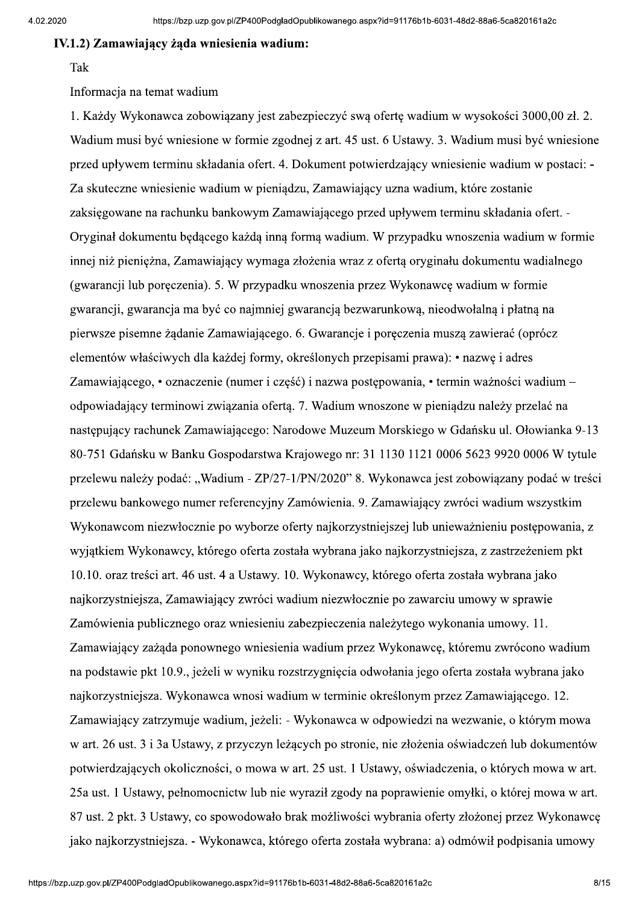### IV.1.2) Zamawiający żąda wniesienia wadium:

Tak

Informacja na temat wadium

1. Każdy Wykonawca zobowiązany jest zabezpieczyć swą ofertę wadium w wysokości 3000,00 zł. 2. Wadium musi być wniesione w formie zgodnej z art. 45 ust. 6 Ustawy. 3. Wadium musi być wniesione przed upływem terminu składania ofert. 4. Dokument potwierdzający wniesienie wadium w postaci: - Za skuteczne wniesienie wadium w pieniądzu, Zamawiający uzna wadium, które zostanie zaksięgowane na rachunku bankowym Zamawiającego przed upływem terminu składania ofert. - Oryginał dokumentu będącego każdą inną formą wadium. W przypadku wnoszenia wadium w formie innej niż pieniężna, Zamawiający wymaga złożenia wraz z ofertą oryginału dokumentu wadialnego (gwarancji lub poręczenia). 5. W przypadku wnoszenia przez Wykonawcę wadium w formie gwarancji, gwarancja ma być co najmniej gwarancją bezwarunkową, nieodwołalną i płatną na pierwsze pisemne żądanie Zamawiającego. 6. Gwarancje i poręczenia muszą zawierać (oprócz elementów właściwych dla każdej formy, określonych przepisami prawa): • nazwę i adres Zamawiającego, • oznaczenie (numer i część) i nazwa postępowania, • termin ważności wadium – odpowiadający terminowi związania ofertą. 7. Wadium wnoszone w pieniądzu należy przelać na następujący rachunek Zamawiającego: Narodowe Muzeum Morskiego w Gdańsku ul. Ołowianka 9-13 80-751 Gdańsku w Banku Gospodarstwa Krajowego nr: 31 1130 1121 0006 5623 9920 0006 W tytule przelewu należy podać: „Wadium - ZP/27-1/PN/2020" 8. Wykonawca jest zobowiązany podać w treści przelewu bankowego numer referencyjny Zamówienia. 9. Zamawiający zwróci wadium wszystkim Wykonawcom niezwłocznie po wyborze oferty najkorzystniejszej lub unieważnieniu postępowania, z wyjątkiem Wykonawcy, którego oferta została wybrana jako najkorzystniejsza, z zastrzeżeniem pkt 10.10. oraz treści art. 46 ust. 4 a Ustawy. 10. Wykonawcy, którego oferta została wybrana jako najkorzystniejsza, Zamawiający zwróci wadium niezwłocznie po zawarciu umowy w sprawie Zamówienia publicznego oraz wniesieniu zabezpieczenia należytego wykonania umowy. 11. Zamawiający zażąda ponownego wniesienia wadium przez Wykonawcę, któremu zwrócono wadium na podstawie pkt 10.9., jeżeli w wyniku rozstrzygnięcia odwołania jego oferta została wybrana jako najkorzystniejsza. Wykonawca wnosi wadium w terminie określonym przez Zamawiającego. 12. Zamawiający zatrzymuje wadium, jeżeli: - Wykonawca w odpowiedzi na wezwanie, o którym mowa w art. 26 ust. 3 i 3a Ustawy, z przyczyn leżących po stronie, nie złożenia oświadczeń lub dokumentów potwierdzających okoliczności, o mowa w art. 25 ust. 1 Ustawy, oświadczenia, o których mowa w art. 25a ust. 1 Ustawy, pełnomocnictw lub nie wyraził zgody na poprawienie omyłki, o której mowa w art. 87 ust. 2 pkt. 3 Ustawy, co spowodowało brak możliwości wybrania oferty złożonej przez Wykonawcę jako najkorzystniejsza. - Wykonawca, którego oferta została wybrana: a) odmówił podpisania umowy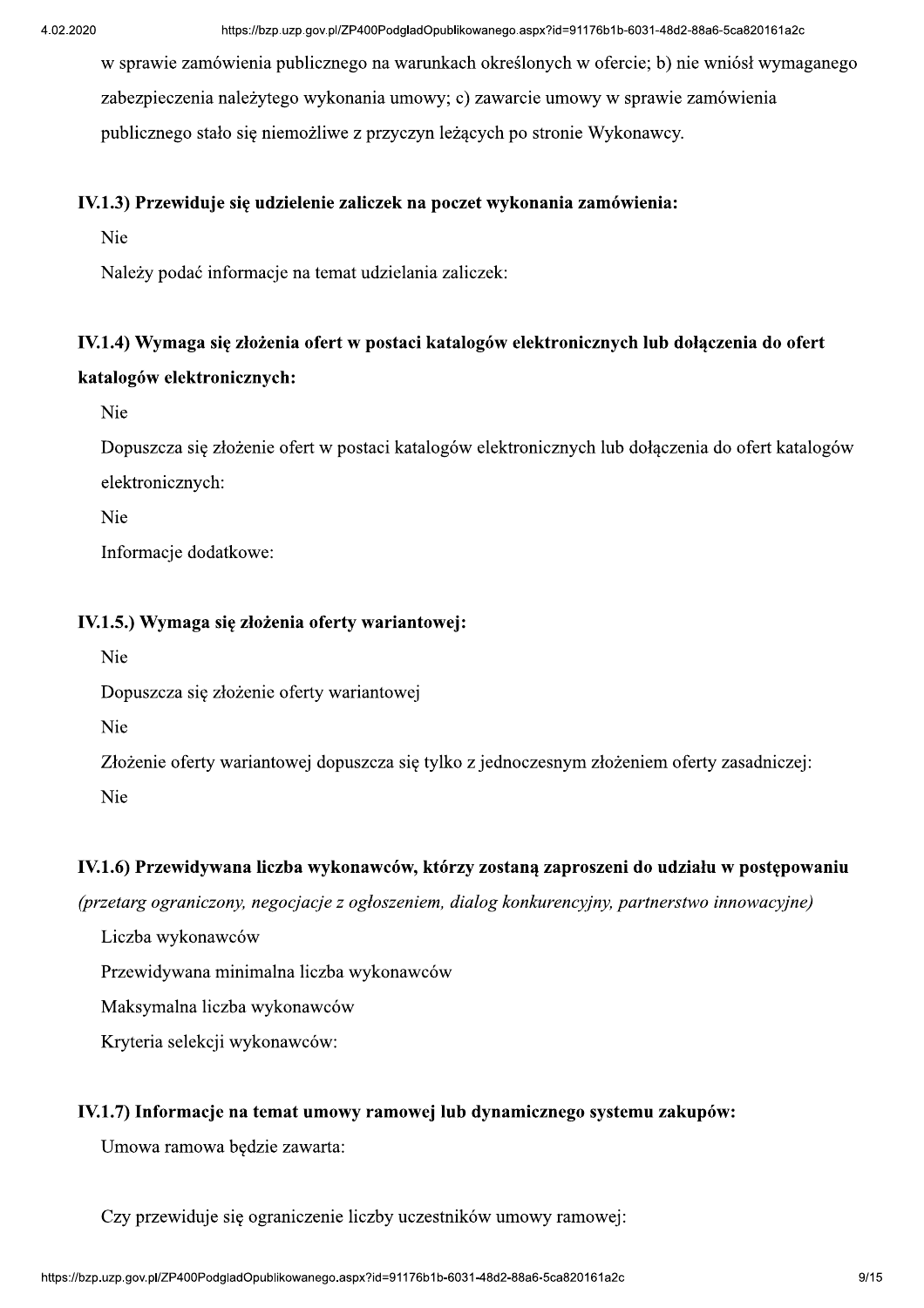w sprawie zamówienia publicznego na warunkach określonych w ofercie; b) nie wniósł wymaganego zabezpieczenia należytego wykonania umowy; c) zawarcie umowy w sprawie zamówienia publicznego stało się niemożliwe z przyczyn leżących po stronie Wykonawcy.

**IV.1.3) Przewiduje się udzielenie zaliczek na poczet wykonania zamówienia:**

Nie

Należy podać informacje na temat udzielania zaliczek:

**IV.1.4) Wymaga się złożenia ofert w postaci katalogów elektronicznych lub dołączenia do ofert katalogów elektronicznych:**

Nie

Dopuszcza się złożenie ofert w postaci katalogów elektronicznych lub dołączenia do ofert katalogów elektronicznych:

Nie

Informacje dodatkowe:

**IV.1.5.) Wymaga się złożenia oferty wariantowej:**

Nie

Dopuszcza się złożenie oferty wariantowej

Nie

Złożenie oferty wariantowej dopuszcza się tylko z jednoczesnym złożeniem oferty zasadniczej:

Nie

**IV.1.6) Przewidywana liczba wykonawców, którzy zostaną zaproszeni do udziału w postępowaniu**

*(przetarg ograniczony, negocjacje z ogłoszeniem, dialog konkurencyjny, partnerstwo innowacyjne)*

Liczba wykonawców

Przewidywana minimalna liczba wykonawców

Maksymalna liczba wykonawców

Kryteria selekcji wykonawców:

**IV.1.7) Informacje na temat umowy ramowej lub dynamicznego systemu zakupów:**

Umowa ramowa będzie zawarta:

Czy przewiduje się ograniczenie liczby uczestników umowy ramowej: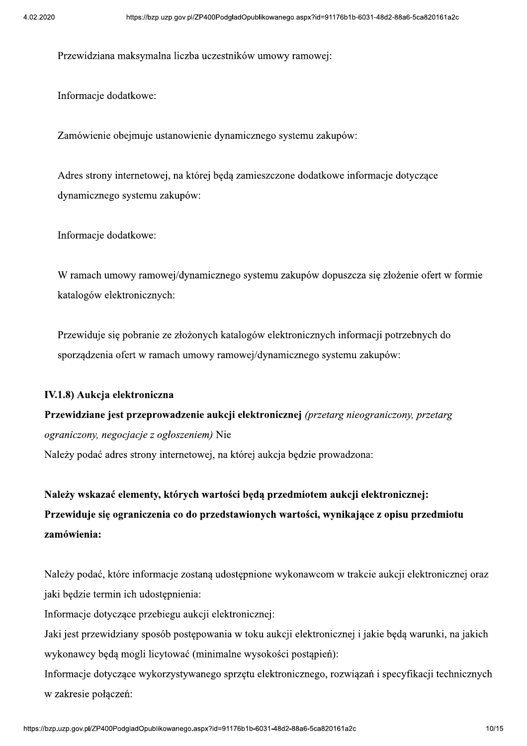Przewidziana maksymalna liczba uczestników umowy ramowej:

Informacje dodatkowe:

Zamówienie obejmuje ustanowienie dynamicznego systemu zakupów:

Adres strony internetowej, na której będą zamieszczone dodatkowe informacje dotyczące dynamicznego systemu zakupów:

Informacje dodatkowe:

W ramach umowy ramowej/dynamicznego systemu zakupów dopuszcza się złożenie ofert w formie katalogów elektronicznych:

Przewiduje się pobranie ze złożonych katalogów elektronicznych informacji potrzebnych do sporządzenia ofert w ramach umowy ramowej/dynamicznego systemu zakupów:

**IV.1.8) Aukcja elektroniczna**

**Przewidziane jest przeprowadzenie aukcji elektronicznej** *(przetarg nieograniczony, przetarg ograniczony, negocjacje z ogłoszeniem)* Nie

Należy podać adres strony internetowej, na której aukcja będzie prowadzona:

**Należy wskazać elementy, których wartości będą przedmiotem aukcji elektronicznej:**

**Przewiduje się ograniczenia co do przedstawionych wartości, wynikające z opisu przedmiotu zamówienia:**

Należy podać, które informacje zostaną udostępnione wykonawcom w trakcie aukcji elektronicznej oraz jaki będzie termin ich udostępnienia:

Informacje dotyczące przebiegu aukcji elektronicznej:

Jaki jest przewidziany sposób postępowania w toku aukcji elektronicznej i jakie będą warunki, na jakich wykonawcy będą mogli licytować (minimalne wysokości postąpień):

Informacje dotyczące wykorzystywanego sprzętu elektronicznego, rozwiązań i specyfikacji technicznych w zakresie połączeń: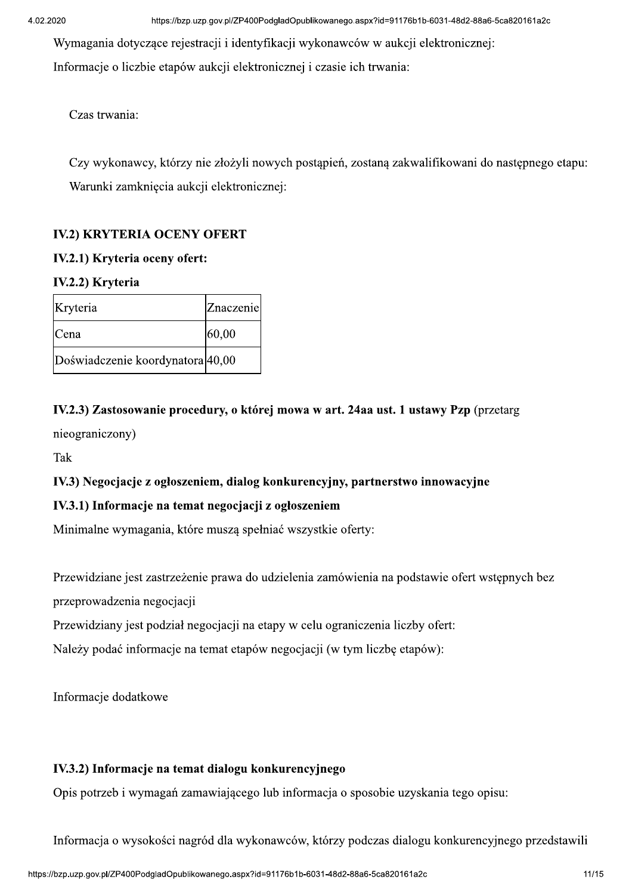Wymagania dotyczące rejestracji i identyfikacji wykonawców w aukcji elektronicznej:

Informacje o liczbie etapów aukcji elektronicznej i czasie ich trwania:

Czas trwania:

Czy wykonawcy, którzy nie złożyli nowych postąpień, zostaną zakwalifikowani do następnego etapu:

Warunki zamknięcia aukcji elektronicznej:

**IV.2) KRYTERIA OCENY OFERT**

**IV.2.1) Kryteria oceny ofert:**

**IV.2.2) Kryteria**

| Kryteria | Znaczenie |
| --- | --- |
| Cena | 60,00 |
| Doświadczenie koordynatora | 40,00 |

**IV.2.3) Zastosowanie procedury, o której mowa w art. 24aa ust. 1 ustawy Pzp** (przetarg nieograniczony)

Tak

**IV.3) Negocjacje z ogłoszeniem, dialog konkurencyjny, partnerstwo innowacyjne**

**IV.3.1) Informacje na temat negocjacji z ogłoszeniem**

Minimalne wymagania, które muszą spełniać wszystkie oferty:

Przewidziane jest zastrzeżenie prawa do udzielenia zamówienia na podstawie ofert wstępnych bez przeprowadzenia negocjacji

Przewidziany jest podział negocjacji na etapy w celu ograniczenia liczby ofert:

Należy podać informacje na temat etapów negocjacji (w tym liczbę etapów):

Informacje dodatkowe

**IV.3.2) Informacje na temat dialogu konkurencyjnego**

Opis potrzeb i wymagań zamawiającego lub informacja o sposobie uzyskania tego opisu:

Informacja o wysokości nagród dla wykonawców, którzy podczas dialogu konkurencyjnego przedstawili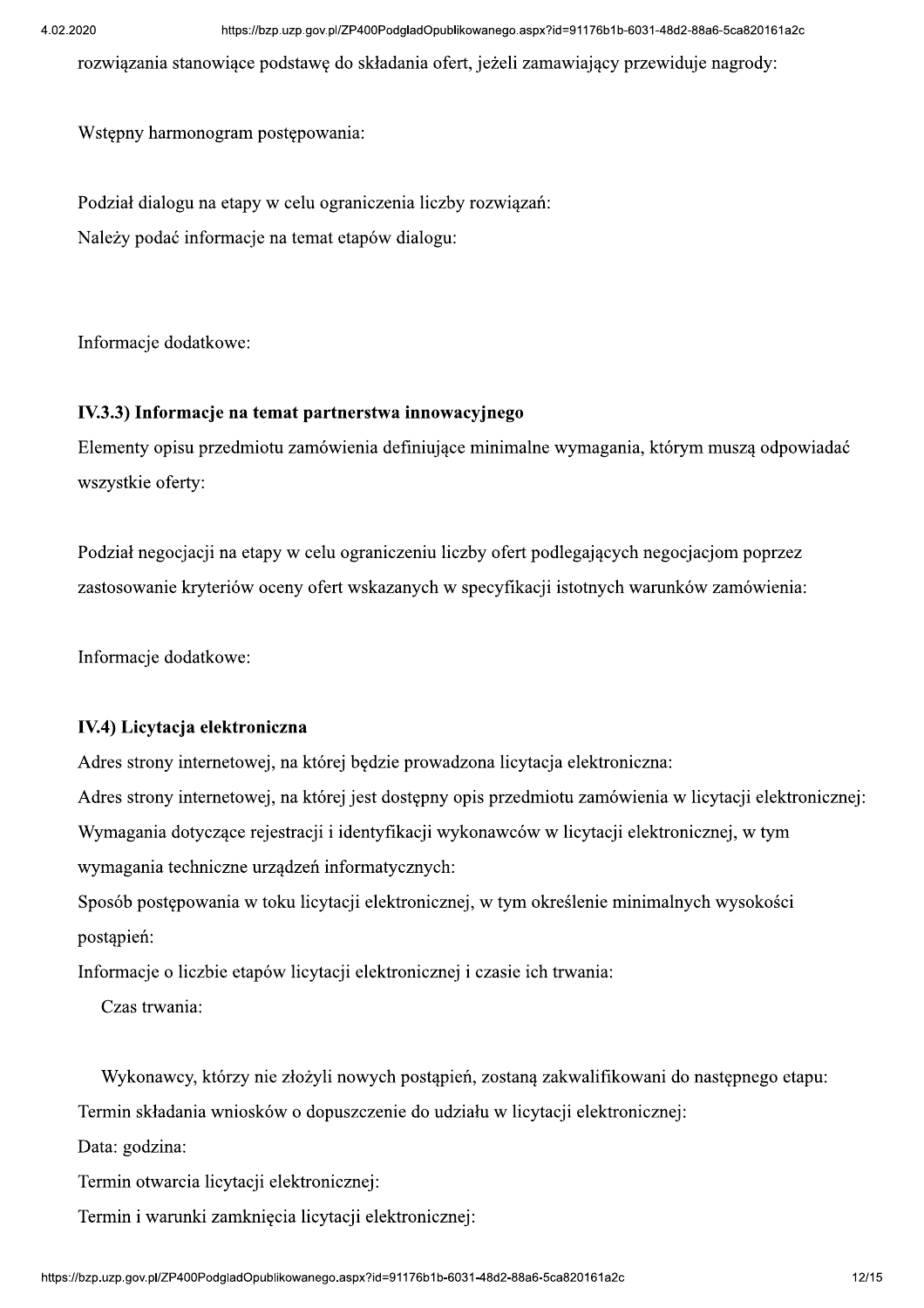rozwiązania stanowiące podstawę do składania ofert, jeżeli zamawiający przewiduje nagrody:

Wstępny harmonogram postępowania:

Podział dialogu na etapy w celu ograniczenia liczby rozwiązań:

Należy podać informacje na temat etapów dialogu:

Informacje dodatkowe:

**IV.3.3) Informacje na temat partnerstwa innowacyjnego**

Elementy opisu przedmiotu zamówienia definiujące minimalne wymagania, którym muszą odpowiadać wszystkie oferty:

Podział negocjacji na etapy w celu ograniczeniu liczby ofert podlegających negocjacjom poprzez zastosowanie kryteriów oceny ofert wskazanych w specyfikacji istotnych warunków zamówienia:

Informacje dodatkowe:

**IV.4) Licytacja elektroniczna**

Adres strony internetowej, na której będzie prowadzona licytacja elektroniczna:

Adres strony internetowej, na której jest dostępny opis przedmiotu zamówienia w licytacji elektronicznej:

Wymagania dotyczące rejestracji i identyfikacji wykonawców w licytacji elektronicznej, w tym wymagania techniczne urządzeń informatycznych:

Sposób postępowania w toku licytacji elektronicznej, w tym określenie minimalnych wysokości postąpień:

Informacje o liczbie etapów licytacji elektronicznej i czasie ich trwania:

Czas trwania:

Wykonawcy, którzy nie złożyli nowych postąpień, zostaną zakwalifikowani do następnego etapu:

Termin składania wniosków o dopuszczenie do udziału w licytacji elektronicznej:

Data: godzina:

Termin otwarcia licytacji elektronicznej:

Termin i warunki zamknięcia licytacji elektronicznej: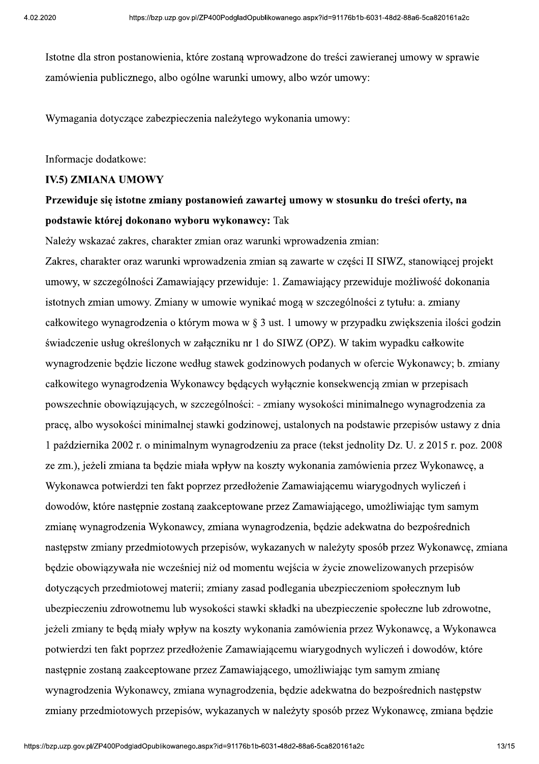Istotne dla stron postanowienia, które zostaną wprowadzone do treści zawieranej umowy w sprawie zamówienia publicznego, albo ogólne warunki umowy, albo wzór umowy:

Wymagania dotyczące zabezpieczenia należytego wykonania umowy:

Informacje dodatkowe:

**IV.5) ZMIANA UMOWY**

**Przewiduje się istotne zmiany postanowień zawartej umowy w stosunku do treści oferty, na podstawie której dokonano wyboru wykonawcy:** Tak

Należy wskazać zakres, charakter zmian oraz warunki wprowadzenia zmian:

Zakres, charakter oraz warunki wprowadzenia zmian są zawarte w części II SIWZ, stanowiącej projekt umowy, w szczególności Zamawiający przewiduje: 1. Zamawiający przewiduje możliwość dokonania istotnych zmian umowy. Zmiany w umowie wynikać mogą w szczególności z tytułu: a. zmiany całkowitego wynagrodzenia o którym mowa w § 3 ust. 1 umowy w przypadku zwiększenia ilości godzin świadczenie usług określonych w załączniku nr 1 do SIWZ (OPZ). W takim wypadku całkowite wynagrodzenie będzie liczone według stawek godzinowych podanych w ofercie Wykonawcy; b. zmiany całkowitego wynagrodzenia Wykonawcy będących wyłącznie konsekwencją zmian w przepisach powszechnie obowiązujących, w szczególności: - zmiany wysokości minimalnego wynagrodzenia za pracę, albo wysokości minimalnej stawki godzinowej, ustalonych na podstawie przepisów ustawy z dnia 1 października 2002 r. o minimalnym wynagrodzeniu za prace (tekst jednolity Dz. U. z 2015 r. poz. 2008 ze zm.), jeżeli zmiana ta będzie miała wpływ na koszty wykonania zamówienia przez Wykonawcę, a Wykonawca potwierdzi ten fakt poprzez przedłożenie Zamawiającemu wiarygodnych wyliczeń i dowodów, które następnie zostaną zaakceptowane przez Zamawiającego, umożliwiając tym samym zmianę wynagrodzenia Wykonawcy, zmiana wynagrodzenia, będzie adekwatna do bezpośrednich następstw zmiany przedmiotowych przepisów, wykazanych w należyty sposób przez Wykonawcę, zmiana będzie obowiązywała nie wcześniej niż od momentu wejścia w życie znowelizowanych przepisów dotyczących przedmiotowej materii; zmiany zasad podlegania ubezpieczeniom społecznym lub ubezpieczeniu zdrowotnemu lub wysokości stawki składki na ubezpieczenie społeczne lub zdrowotne, jeżeli zmiany te będą miały wpływ na koszty wykonania zamówienia przez Wykonawcę, a Wykonawca potwierdzi ten fakt poprzez przedłożenie Zamawiającemu wiarygodnych wyliczeń i dowodów, które następnie zostaną zaakceptowane przez Zamawiającego, umożliwiając tym samym zmianę wynagrodzenia Wykonawcy, zmiana wynagrodzenia, będzie adekwatna do bezpośrednich następstw zmiany przedmiotowych przepisów, wykazanych w należyty sposób przez Wykonawcę, zmiana będzie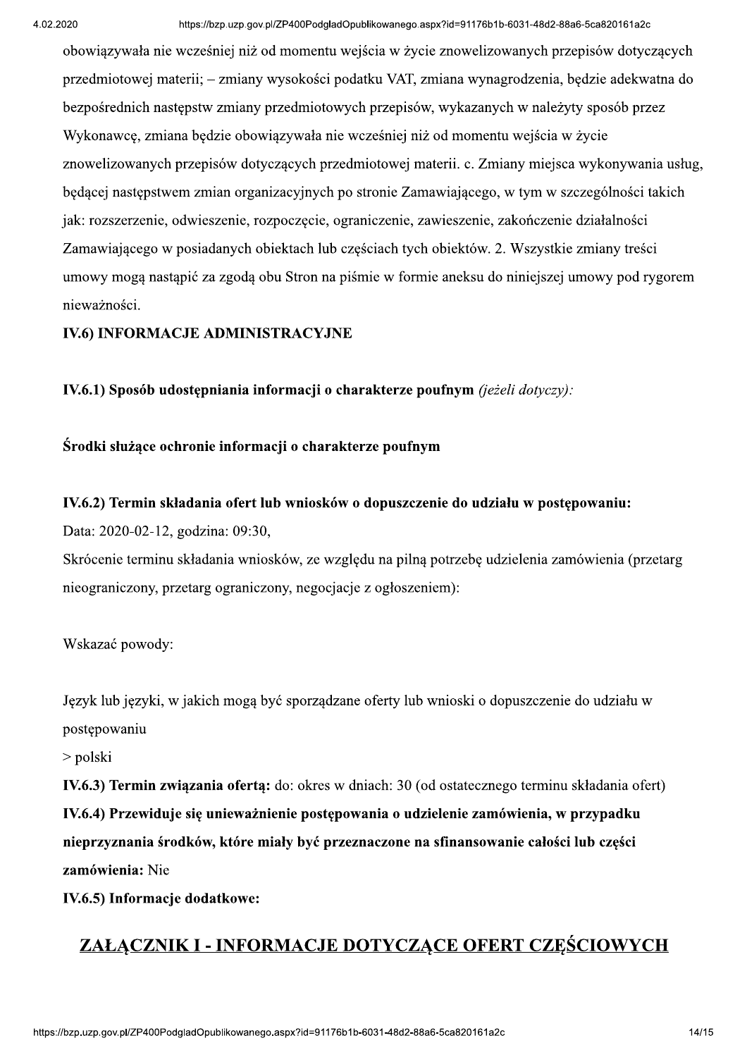obowiązywała nie wcześniej niż od momentu wejścia w życie znowelizowanych przepisów dotyczących przedmiotowej materii; – zmiany wysokości podatku VAT, zmiana wynagrodzenia, będzie adekwatna do bezpośrednich następstw zmiany przedmiotowych przepisów, wykazanych w należyty sposób przez Wykonawcę, zmiana będzie obowiązywała nie wcześniej niż od momentu wejścia w życie znowelizowanych przepisów dotyczących przedmiotowej materii. c. Zmiany miejsca wykonywania usług, będącej następstwem zmian organizacyjnych po stronie Zamawiającego, w tym w szczególności takich jak: rozszerzenie, odwieszenie, rozpoczęcie, ograniczenie, zawieszenie, zakończenie działalności Zamawiającego w posiadanych obiektach lub częściach tych obiektów. 2. Wszystkie zmiany treści umowy mogą nastąpić za zgodą obu Stron na piśmie w formie aneksu do niniejszej umowy pod rygorem nieważności.

**IV.6) INFORMACJE ADMINISTRACYJNE**

**IV.6.1) Sposób udostępniania informacji o charakterze poufnym** *(jeżeli dotyczy):*

**Środki służące ochronie informacji o charakterze poufnym**

**IV.6.2) Termin składania ofert lub wniosków o dopuszczenie do udziału w postępowaniu:**

Data: 2020-02-12, godzina: 09:30,

Skrócenie terminu składania wniosków, ze względu na pilną potrzebę udzielenia zamówienia (przetarg nieograniczony, przetarg ograniczony, negocjacje z ogłoszeniem):

Wskazać powody:

Język lub języki, w jakich mogą być sporządzane oferty lub wnioski o dopuszczenie do udziału w postępowaniu

> polski

**IV.6.3) Termin związania ofertą:** do: okres w dniach: 30 (od ostatecznego terminu składania ofert)

**IV.6.4) Przewiduje się unieważnienie postępowania o udzielenie zamówienia, w przypadku nieprzyznania środków, które miały być przeznaczone na sfinansowanie całości lub części zamówienia:** Nie

**IV.6.5) Informacje dodatkowe:**

## ZAŁĄCZNIK I - INFORMACJE DOTYCZĄCE OFERT CZĘŚCIOWYCH